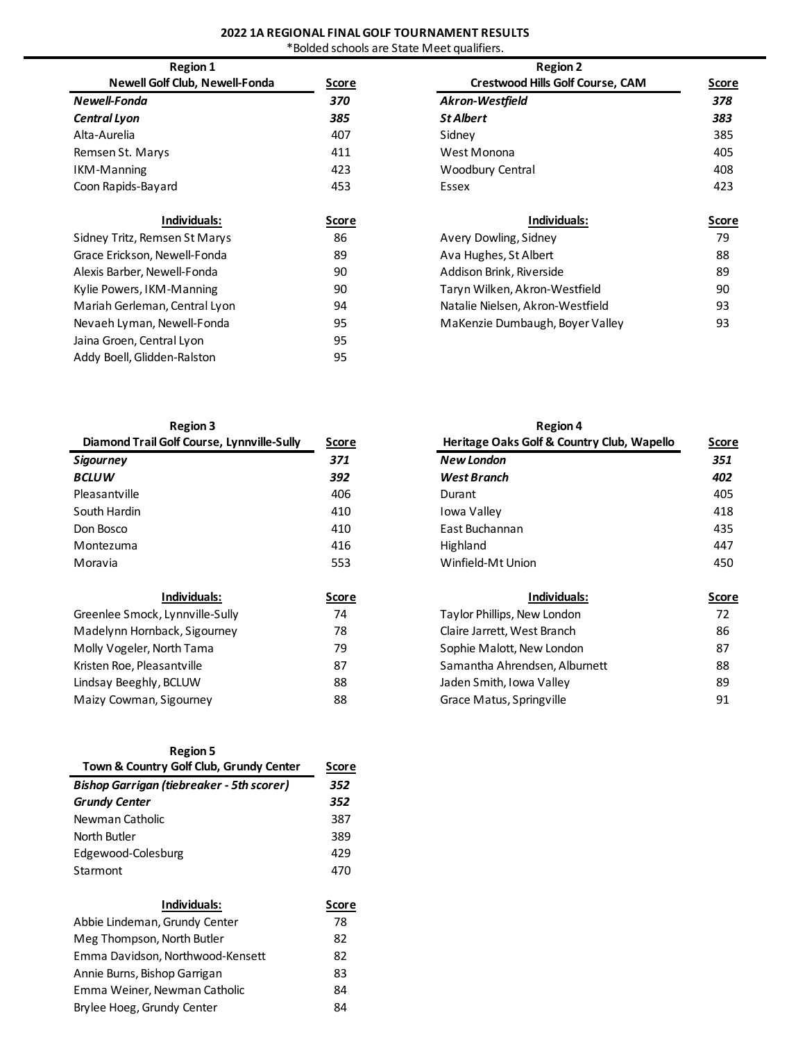# 2022 1A REGIONAL FINAL GOLF TOURNAMENT RESULTS

*Bolded schools are State Meet qualifiers.

## Region 1

| Newell Golf Club, Newell-Fonda | Score |
|---|---|
| ***Newell-Fonda*** | ***370*** |
| ***Central Lyon*** | ***385*** |
| Alta-Aurelia | 407 |
| Remsen St. Marys | 411 |
| IKM-Manning | 423 |
| Coon Rapids-Bayard | 453 |

| Individuals: | Score |
|---|---|
| Sidney Tritz, Remsen St Marys | 86 |
| Grace Erickson, Newell-Fonda | 89 |
| Alexis Barber, Newell-Fonda | 90 |
| Kylie Powers, IKM-Manning | 90 |
| Mariah Gerleman, Central Lyon | 94 |
| Nevaeh Lyman, Newell-Fonda | 95 |
| Jaina Groen, Central Lyon | 95 |
| Addy Boell, Glidden-Ralston | 95 |

## Region 2

| Crestwood Hills Golf Course, CAM | Score |
|---|---|
| ***Akron-Westfield*** | ***378*** |
| ***St Albert*** | ***383*** |
| Sidney | 385 |
| West Monona | 405 |
| Woodbury Central | 408 |
| Essex | 423 |

| Individuals: | Score |
|---|---|
| Avery Dowling, Sidney | 79 |
| Ava Hughes, St Albert | 88 |
| Addison Brink, Riverside | 89 |
| Taryn Wilken, Akron-Westfield | 90 |
| Natalie Nielsen, Akron-Westfield | 93 |
| MaKenzie Dumbaugh, Boyer Valley | 93 |

## Region 3

| Diamond Trail Golf Course, Lynnville-Sully | Score |
|---|---|
| ***Sigourney*** | ***371*** |
| ***BCLUW*** | ***392*** |
| Pleasantville | 406 |
| South Hardin | 410 |
| Don Bosco | 410 |
| Montezuma | 416 |
| Moravia | 553 |

| Individuals: | Score |
|---|---|
| Greenlee Smock, Lynnville-Sully | 74 |
| Madelynn Hornback, Sigourney | 78 |
| Molly Vogeler, North Tama | 79 |
| Kristen Roe, Pleasantville | 87 |
| Lindsay Beeghly, BCLUW | 88 |
| Maizy Cowman, Sigourney | 88 |

## Region 4

| Heritage Oaks Golf & Country Club, Wapello | Score |
|---|---|
| ***New London*** | ***351*** |
| ***West Branch*** | ***402*** |
| Durant | 405 |
| Iowa Valley | 418 |
| East Buchannan | 435 |
| Highland | 447 |
| Winfield-Mt Union | 450 |

| Individuals: | Score |
|---|---|
| Taylor Phillips, New London | 72 |
| Claire Jarrett, West Branch | 86 |
| Sophie Malott, New London | 87 |
| Samantha Ahrendsen, Alburnett | 88 |
| Jaden Smith, Iowa Valley | 89 |
| Grace Matus, Springville | 91 |

## Region 5

| Town & Country Golf Club, Grundy Center | Score |
|---|---|
| ***Bishop Garrigan (tiebreaker - 5th scorer)*** | ***352*** |
| ***Grundy Center*** | ***352*** |
| Newman Catholic | 387 |
| North Butler | 389 |
| Edgewood-Colesburg | 429 |
| Starmont | 470 |

| Individuals: | Score |
|---|---|
| Abbie Lindeman, Grundy Center | 78 |
| Meg Thompson, North Butler | 82 |
| Emma Davidson, Northwood-Kensett | 82 |
| Annie Burns, Bishop Garrigan | 83 |
| Emma Weiner, Newman Catholic | 84 |
| Brylee Hoeg, Grundy Center | 84 |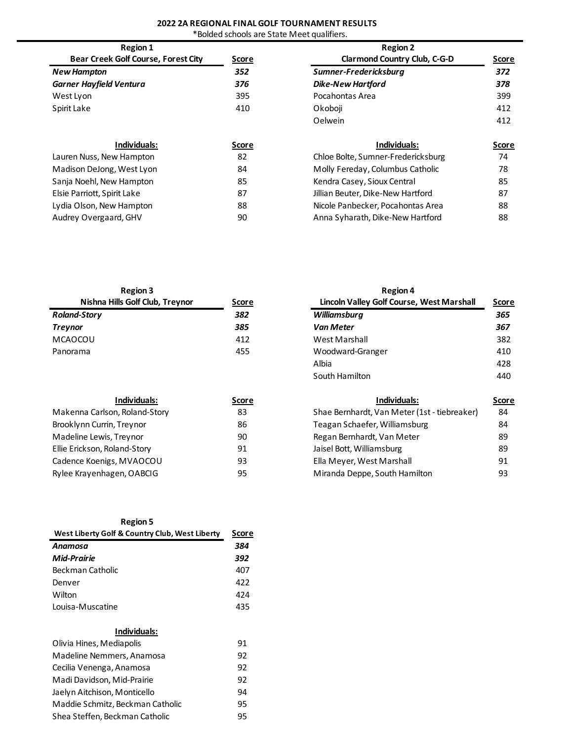# 2022 2A REGIONAL FINAL GOLF TOURNAMENT RESULTS

*Bolded schools are State Meet qualifiers.

## Region 1

| Bear Creek Golf Course, Forest City | Score |
|---|---|
| ***New Hampton*** | ***352*** |
| ***Garner Hayfield Ventura*** | ***376*** |
| West Lyon | 395 |
| Spirit Lake | 410 |

| Individuals: | Score |
|---|---|
| Lauren Nuss, New Hampton | 82 |
| Madison DeJong, West Lyon | 84 |
| Sanja Noehl, New Hampton | 85 |
| Elsie Parriott, Spirit Lake | 87 |
| Lydia Olson, New Hampton | 88 |
| Audrey Overgaard, GHV | 90 |

## Region 2

| Clarmond Country Club, C-G-D | Score |
|---|---|
| ***Sumner-Fredericksburg*** | ***372*** |
| ***Dike-New Hartford*** | ***378*** |
| Pocahontas Area | 399 |
| Okoboji | 412 |
| Oelwein | 412 |

| Individuals: | Score |
|---|---|
| Chloe Bolte, Sumner-Fredericksburg | 74 |
| Molly Fereday, Columbus Catholic | 78 |
| Kendra Casey, Sioux Central | 85 |
| Jillian Beuter, Dike-New Hartford | 87 |
| Nicole Panbecker, Pocahontas Area | 88 |
| Anna Syharath, Dike-New Hartford | 88 |

## Region 3

| Nishna Hills Golf Club, Treynor | Score |
|---|---|
| ***Roland-Story*** | ***382*** |
| ***Treynor*** | ***385*** |
| MCAOCOU | 412 |
| Panorama | 455 |

| Individuals: | Score |
|---|---|
| Makenna Carlson, Roland-Story | 83 |
| Brooklynn Currin, Treynor | 86 |
| Madeline Lewis, Treynor | 90 |
| Ellie Erickson, Roland-Story | 91 |
| Cadence Koenigs, MVAOCOU | 93 |
| Rylee Krayenhagen, OABCIG | 95 |

## Region 4

| Lincoln Valley Golf Course, West Marshall | Score |
|---|---|
| ***Williamsburg*** | ***365*** |
| ***Van Meter*** | ***367*** |
| West Marshall | 382 |
| Woodward-Granger | 410 |
| Albia | 428 |
| South Hamilton | 440 |

| Individuals: | Score |
|---|---|
| Shae Bernhardt, Van Meter (1st - tiebreaker) | 84 |
| Teagan Schaefer, Williamsburg | 84 |
| Regan Bernhardt, Van Meter | 89 |
| Jaisel Bott, Williamsburg | 89 |
| Ella Meyer, West Marshall | 91 |
| Miranda Deppe, South Hamilton | 93 |

## Region 5

| West Liberty Golf & Country Club, West Liberty | Score |
|---|---|
| ***Anamosa*** | ***384*** |
| ***Mid-Prairie*** | ***392*** |
| Beckman Catholic | 407 |
| Denver | 422 |
| Wilton | 424 |
| Louisa-Muscatine | 435 |

| Individuals: | |
|---|---|
| Olivia Hines, Mediapolis | 91 |
| Madeline Nemmers, Anamosa | 92 |
| Cecilia Venenga, Anamosa | 92 |
| Madi Davidson, Mid-Prairie | 92 |
| Jaelyn Aitchison, Monticello | 94 |
| Maddie Schmitz, Beckman Catholic | 95 |
| Shea Steffen, Beckman Catholic | 95 |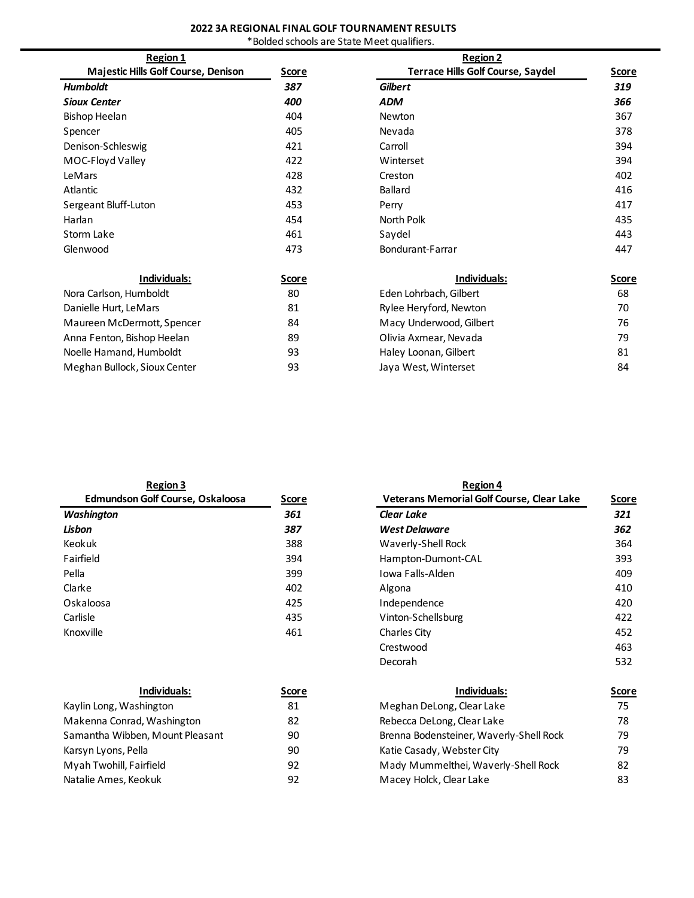# 2022 3A REGIONAL FINAL GOLF TOURNAMENT RESULTS

*Bolded schools are State Meet qualifiers.

## Region 1

| Majestic Hills Golf Course, Denison | Score |
|---|---|
| ***Humboldt*** | ***387*** |
| ***Sioux Center*** | ***400*** |
| Bishop Heelan | 404 |
| Spencer | 405 |
| Denison-Schleswig | 421 |
| MOC-Floyd Valley | 422 |
| LeMars | 428 |
| Atlantic | 432 |
| Sergeant Bluff-Luton | 453 |
| Harlan | 454 |
| Storm Lake | 461 |
| Glenwood | 473 |

| Individuals: | Score |
|---|---|
| Nora Carlson, Humboldt | 80 |
| Danielle Hurt, LeMars | 81 |
| Maureen McDermott, Spencer | 84 |
| Anna Fenton, Bishop Heelan | 89 |
| Noelle Hamand, Humboldt | 93 |
| Meghan Bullock, Sioux Center | 93 |

## Region 2

| Terrace Hills Golf Course, Saydel | Score |
|---|---|
| ***Gilbert*** | ***319*** |
| ***ADM*** | ***366*** |
| Newton | 367 |
| Nevada | 378 |
| Carroll | 394 |
| Winterset | 394 |
| Creston | 402 |
| Ballard | 416 |
| Perry | 417 |
| North Polk | 435 |
| Saydel | 443 |
| Bondurant-Farrar | 447 |

| Individuals: | Score |
|---|---|
| Eden Lohrbach, Gilbert | 68 |
| Rylee Heryford, Newton | 70 |
| Macy Underwood, Gilbert | 76 |
| Olivia Axmear, Nevada | 79 |
| Haley Loonan, Gilbert | 81 |
| Jaya West, Winterset | 84 |

## Region 3

| Edmundson Golf Course, Oskaloosa | Score |
|---|---|
| ***Washington*** | ***361*** |
| ***Lisbon*** | ***387*** |
| Keokuk | 388 |
| Fairfield | 394 |
| Pella | 399 |
| Clarke | 402 |
| Oskaloosa | 425 |
| Carlisle | 435 |
| Knoxville | 461 |

| Individuals: | Score |
|---|---|
| Kaylin Long, Washington | 81 |
| Makenna Conrad, Washington | 82 |
| Samantha Wibben, Mount Pleasant | 90 |
| Karsyn Lyons, Pella | 90 |
| Myah Twohill, Fairfield | 92 |
| Natalie Ames, Keokuk | 92 |

## Region 4

| Veterans Memorial Golf Course, Clear Lake | Score |
|---|---|
| ***Clear Lake*** | ***321*** |
| ***West Delaware*** | ***362*** |
| Waverly-Shell Rock | 364 |
| Hampton-Dumont-CAL | 393 |
| Iowa Falls-Alden | 409 |
| Algona | 410 |
| Independence | 420 |
| Vinton-Schellsburg | 422 |
| Charles City | 452 |
| Crestwood | 463 |
| Decorah | 532 |

| Individuals: | Score |
|---|---|
| Meghan DeLong, Clear Lake | 75 |
| Rebecca DeLong, Clear Lake | 78 |
| Brenna Bodensteiner, Waverly-Shell Rock | 79 |
| Katie Casady, Webster City | 79 |
| Mady Mummelthei, Waverly-Shell Rock | 82 |
| Macey Holck, Clear Lake | 83 |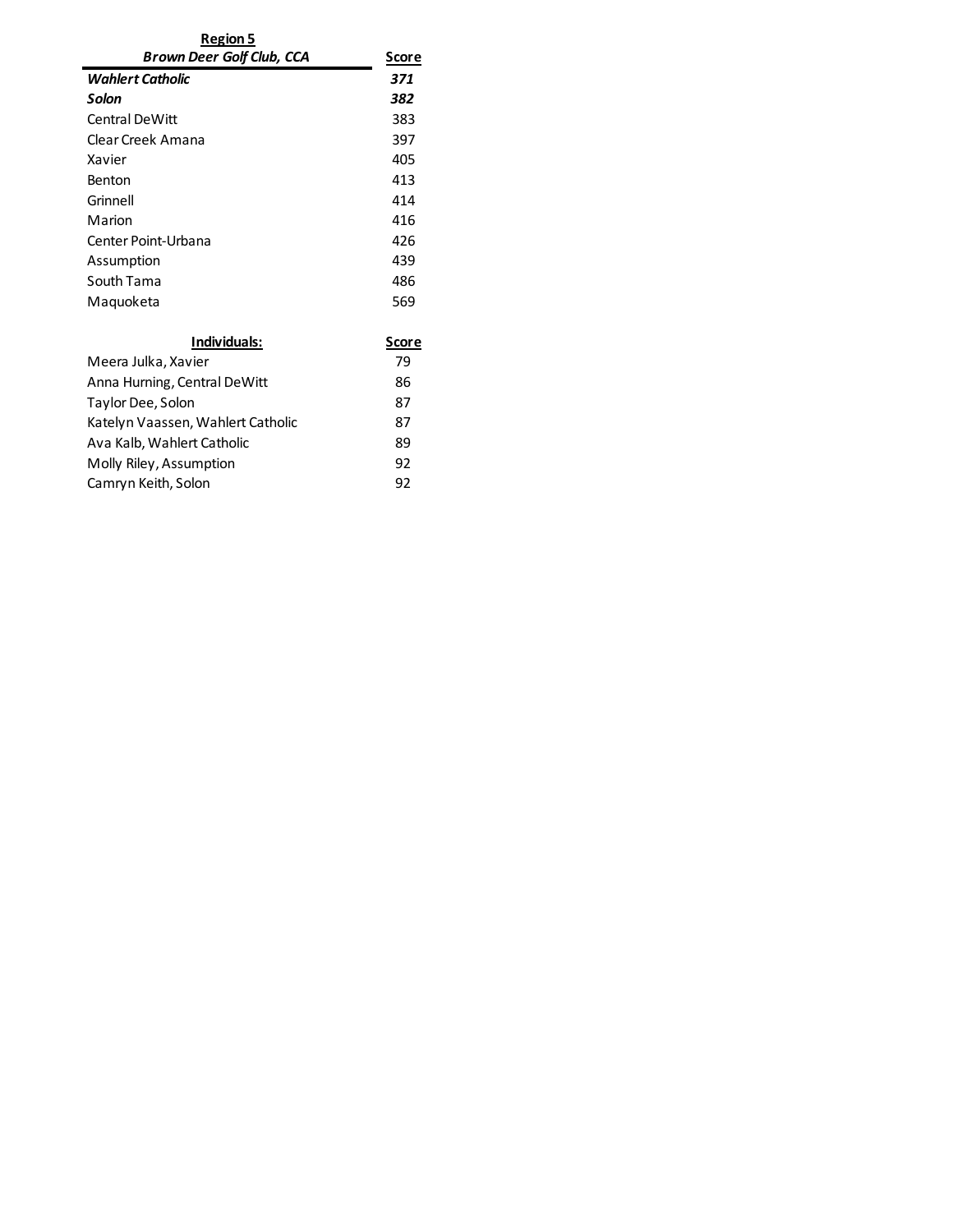**Region 5**

| *Brown Deer Golf Club, CCA* | Score |
|---|---|
| ***Wahlert Catholic*** | ***371*** |
| ***Solon*** | ***382*** |
| Central DeWitt | 383 |
| Clear Creek Amana | 397 |
| Xavier | 405 |
| Benton | 413 |
| Grinnell | 414 |
| Marion | 416 |
| Center Point-Urbana | 426 |
| Assumption | 439 |
| South Tama | 486 |
| Maquoketa | 569 |

| Individuals: | Score |
|---|---|
| Meera Julka, Xavier | 79 |
| Anna Hurning, Central DeWitt | 86 |
| Taylor Dee, Solon | 87 |
| Katelyn Vaassen, Wahlert Catholic | 87 |
| Ava Kalb, Wahlert Catholic | 89 |
| Molly Riley, Assumption | 92 |
| Camryn Keith, Solon | 92 |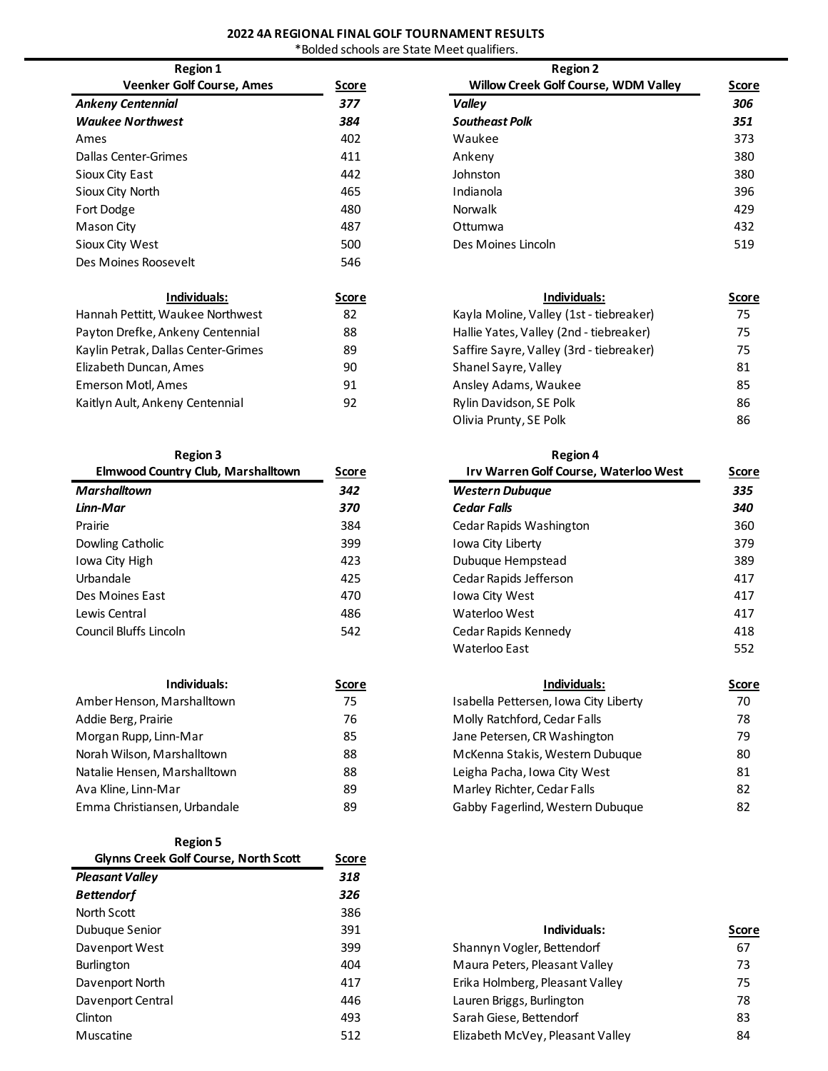# 2022 4A REGIONAL FINAL GOLF TOURNAMENT RESULTS

*Bolded schools are State Meet qualifiers.

## Region 1

| Veenker Golf Course, Ames | Score |
|---|---|
| ***Ankeny Centennial*** | ***377*** |
| ***Waukee Northwest*** | ***384*** |
| Ames | 402 |
| Dallas Center-Grimes | 411 |
| Sioux City East | 442 |
| Sioux City North | 465 |
| Fort Dodge | 480 |
| Mason City | 487 |
| Sioux City West | 500 |
| Des Moines Roosevelt | 546 |

| Individuals: | Score |
|---|---|
| Hannah Pettitt, Waukee Northwest | 82 |
| Payton Drefke, Ankeny Centennial | 88 |
| Kaylin Petrak, Dallas Center-Grimes | 89 |
| Elizabeth Duncan, Ames | 90 |
| Emerson Motl, Ames | 91 |
| Kaitlyn Ault, Ankeny Centennial | 92 |

## Region 2

| Willow Creek Golf Course, WDM Valley | Score |
|---|---|
| ***Valley*** | ***306*** |
| ***Southeast Polk*** | ***351*** |
| Waukee | 373 |
| Ankeny | 380 |
| Johnston | 380 |
| Indianola | 396 |
| Norwalk | 429 |
| Ottumwa | 432 |
| Des Moines Lincoln | 519 |

| Individuals: | Score |
|---|---|
| Kayla Moline, Valley (1st - tiebreaker) | 75 |
| Hallie Yates, Valley (2nd - tiebreaker) | 75 |
| Saffire Sayre, Valley (3rd - tiebreaker) | 75 |
| Shanel Sayre, Valley | 81 |
| Ansley Adams, Waukee | 85 |
| Rylin Davidson, SE Polk | 86 |
| Olivia Prunty, SE Polk | 86 |

## Region 3

| Elmwood Country Club, Marshalltown | Score |
|---|---|
| ***Marshalltown*** | ***342*** |
| ***Linn-Mar*** | ***370*** |
| Prairie | 384 |
| Dowling Catholic | 399 |
| Iowa City High | 423 |
| Urbandale | 425 |
| Des Moines East | 470 |
| Lewis Central | 486 |
| Council Bluffs Lincoln | 542 |

| Individuals: | Score |
|---|---|
| Amber Henson, Marshalltown | 75 |
| Addie Berg, Prairie | 76 |
| Morgan Rupp, Linn-Mar | 85 |
| Norah Wilson, Marshalltown | 88 |
| Natalie Hensen, Marshalltown | 88 |
| Ava Kline, Linn-Mar | 89 |
| Emma Christiansen, Urbandale | 89 |

## Region 4

| Irv Warren Golf Course, Waterloo West | Score |
|---|---|
| ***Western Dubuque*** | ***335*** |
| ***Cedar Falls*** | ***340*** |
| Cedar Rapids Washington | 360 |
| Iowa City Liberty | 379 |
| Dubuque Hempstead | 389 |
| Cedar Rapids Jefferson | 417 |
| Iowa City West | 417 |
| Waterloo West | 417 |
| Cedar Rapids Kennedy | 418 |
| Waterloo East | 552 |

| Individuals: | Score |
|---|---|
| Isabella Pettersen, Iowa City Liberty | 70 |
| Molly Ratchford, Cedar Falls | 78 |
| Jane Petersen, CR Washington | 79 |
| McKenna Stakis, Western Dubuque | 80 |
| Leigha Pacha, Iowa City West | 81 |
| Marley Richter, Cedar Falls | 82 |
| Gabby Fagerlind, Western Dubuque | 82 |

## Region 5

| Glynns Creek Golf Course, North Scott | Score |
|---|---|
| ***Pleasant Valley*** | ***318*** |
| ***Bettendorf*** | ***326*** |
| North Scott | 386 |
| Dubuque Senior | 391 |
| Davenport West | 399 |
| Burlington | 404 |
| Davenport North | 417 |
| Davenport Central | 446 |
| Clinton | 493 |
| Muscatine | 512 |

| Individuals: | Score |
|---|---|
| Shannyn Vogler, Bettendorf | 67 |
| Maura Peters, Pleasant Valley | 73 |
| Erika Holmberg, Pleasant Valley | 75 |
| Lauren Briggs, Burlington | 78 |
| Sarah Giese, Bettendorf | 83 |
| Elizabeth McVey, Pleasant Valley | 84 |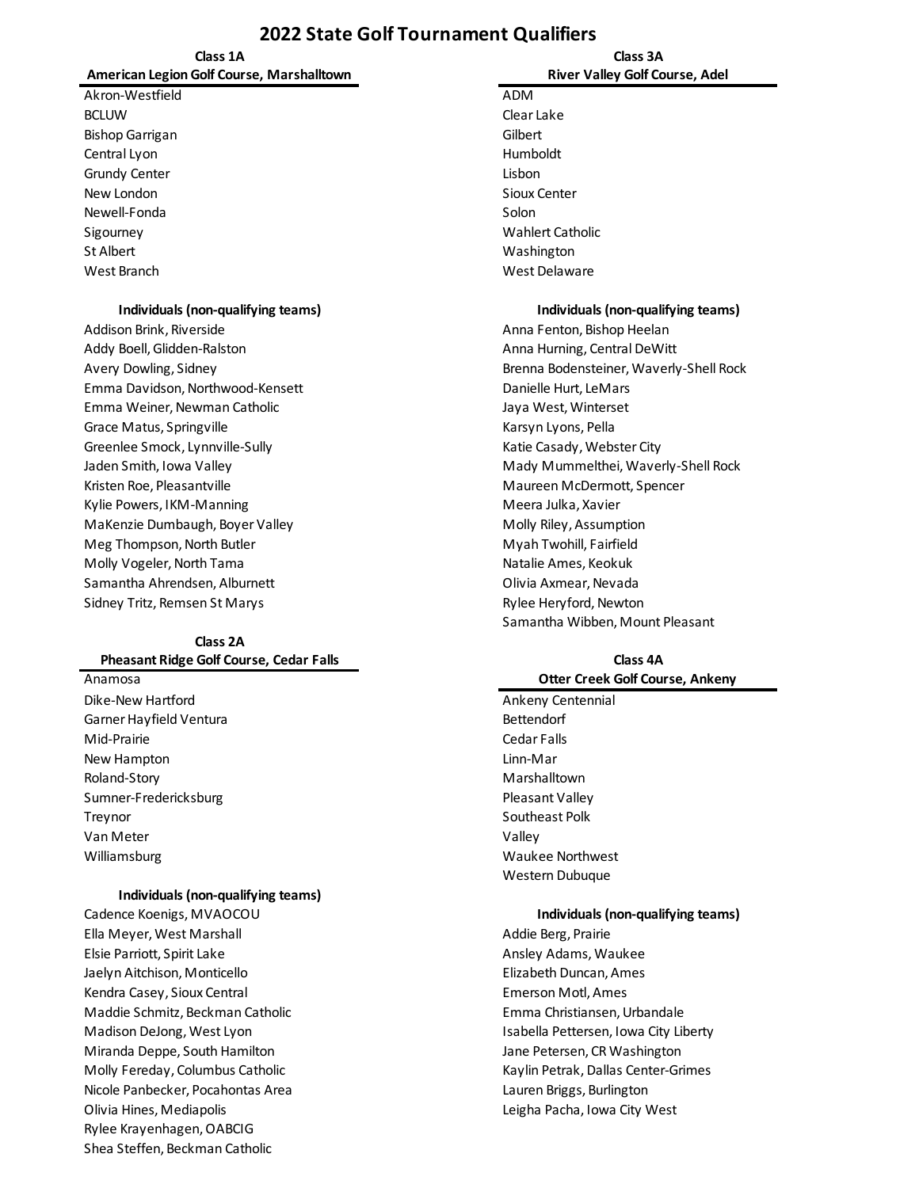# 2022 State Golf Tournament Qualifiers

## Class 1A
**American Legion Golf Course, Marshalltown**

- Akron-Westfield
- BCLUW
- Bishop Garrigan
- Central Lyon
- Grundy Center
- New London
- Newell-Fonda
- Sigourney
- St Albert
- West Branch

### Individuals (non-qualifying teams)

- Addison Brink, Riverside
- Addy Boell, Glidden-Ralston
- Avery Dowling, Sidney
- Emma Davidson, Northwood-Kensett
- Emma Weiner, Newman Catholic
- Grace Matus, Springville
- Greenlee Smock, Lynnville-Sully
- Jaden Smith, Iowa Valley
- Kristen Roe, Pleasantville
- Kylie Powers, IKM-Manning
- MaKenzie Dumbaugh, Boyer Valley
- Meg Thompson, North Butler
- Molly Vogeler, North Tama
- Samantha Ahrendsen, Alburnett
- Sidney Tritz, Remsen St Marys

## Class 2A
**Pheasant Ridge Golf Course, Cedar Falls**

- Anamosa
- Dike-New Hartford
- Garner Hayfield Ventura
- Mid-Prairie
- New Hampton
- Roland-Story
- Sumner-Fredericksburg
- Treynor
- Van Meter
- Williamsburg

### Individuals (non-qualifying teams)

- Cadence Koenigs, MVAOCOU
- Ella Meyer, West Marshall
- Elsie Parriott, Spirit Lake
- Jaelyn Aitchison, Monticello
- Kendra Casey, Sioux Central
- Maddie Schmitz, Beckman Catholic
- Madison DeJong, West Lyon
- Miranda Deppe, South Hamilton
- Molly Fereday, Columbus Catholic
- Nicole Panbecker, Pocahontas Area
- Olivia Hines, Mediapolis
- Rylee Krayenhagen, OABCIG
- Shea Steffen, Beckman Catholic

## Class 3A
**River Valley Golf Course, Adel**

- ADM
- Clear Lake
- Gilbert
- Humboldt
- Lisbon
- Sioux Center
- Solon
- Wahlert Catholic
- Washington
- West Delaware

### Individuals (non-qualifying teams)

- Anna Fenton, Bishop Heelan
- Anna Hurning, Central DeWitt
- Brenna Bodensteiner, Waverly-Shell Rock
- Danielle Hurt, LeMars
- Jaya West, Winterset
- Karsyn Lyons, Pella
- Katie Casady, Webster City
- Mady Mummelthei, Waverly-Shell Rock
- Maureen McDermott, Spencer
- Meera Julka, Xavier
- Molly Riley, Assumption
- Myah Twohill, Fairfield
- Natalie Ames, Keokuk
- Olivia Axmear, Nevada
- Rylee Heryford, Newton
- Samantha Wibben, Mount Pleasant

## Class 4A
**Otter Creek Golf Course, Ankeny**

- Ankeny Centennial
- Bettendorf
- Cedar Falls
- Linn-Mar
- Marshalltown
- Pleasant Valley
- Southeast Polk
- Valley
- Waukee Northwest
- Western Dubuque

### Individuals (non-qualifying teams)

- Addie Berg, Prairie
- Ansley Adams, Waukee
- Elizabeth Duncan, Ames
- Emerson Motl, Ames
- Emma Christiansen, Urbandale
- Isabella Pettersen, Iowa City Liberty
- Jane Petersen, CR Washington
- Kaylin Petrak, Dallas Center-Grimes
- Lauren Briggs, Burlington
- Leigha Pacha, Iowa City West